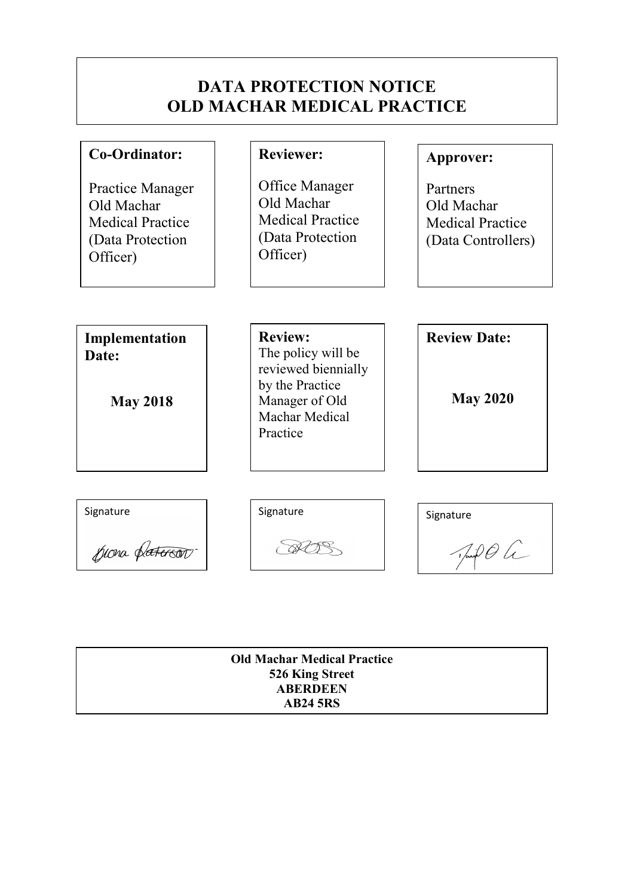# DATA PROTECTION NOTICE
# OLD MACHAR MEDICAL PRACTICE

| **Co-Ordinator:** | **Reviewer:** | **Approver:** |
| --- | --- | --- |
| Practice Manager Old Machar Medical Practice (Data Protection Officer) | Office Manager Old Machar Medical Practice (Data Protection Officer) | Partners Old Machar Medical Practice (Data Controllers) |

| **Implementation Date:** | **Review:** | **Review Date:** |
| --- | --- | --- |
| **May 2018** | The policy will be reviewed biennially by the Practice Manager of Old Machar Medical Practice | **May 2020** |

| Signature | Signature | Signature |
| --- | --- | --- |
| Fiona Paterson | [signature] | [signature] |

**Old Machar Medical Practice**
**526 King Street**
**ABERDEEN**
**AB24 5RS**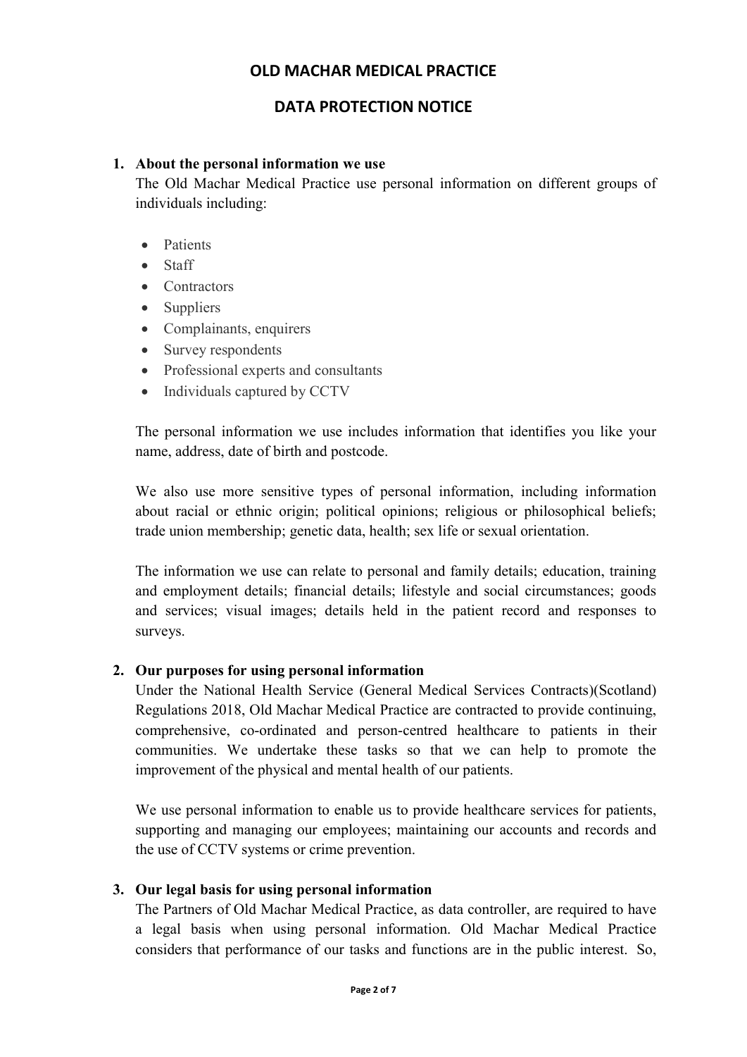# OLD MACHAR MEDICAL PRACTICE

## DATA PROTECTION NOTICE

1. **About the personal information we use**

   The Old Machar Medical Practice use personal information on different groups of individuals including:

   - Patients
   - Staff
   - Contractors
   - Suppliers
   - Complainants, enquirers
   - Survey respondents
   - Professional experts and consultants
   - Individuals captured by CCTV

   The personal information we use includes information that identifies you like your name, address, date of birth and postcode.

   We also use more sensitive types of personal information, including information about racial or ethnic origin; political opinions; religious or philosophical beliefs; trade union membership; genetic data, health; sex life or sexual orientation.

   The information we use can relate to personal and family details; education, training and employment details; financial details; lifestyle and social circumstances; goods and services; visual images; details held in the patient record and responses to surveys.

2. **Our purposes for using personal information**

   Under the National Health Service (General Medical Services Contracts)(Scotland) Regulations 2018, Old Machar Medical Practice are contracted to provide continuing, comprehensive, co-ordinated and person-centred healthcare to patients in their communities. We undertake these tasks so that we can help to promote the improvement of the physical and mental health of our patients.

   We use personal information to enable us to provide healthcare services for patients, supporting and managing our employees; maintaining our accounts and records and the use of CCTV systems or crime prevention.

3. **Our legal basis for using personal information**

   The Partners of Old Machar Medical Practice, as data controller, are required to have a legal basis when using personal information. Old Machar Medical Practice considers that performance of our tasks and functions are in the public interest. So,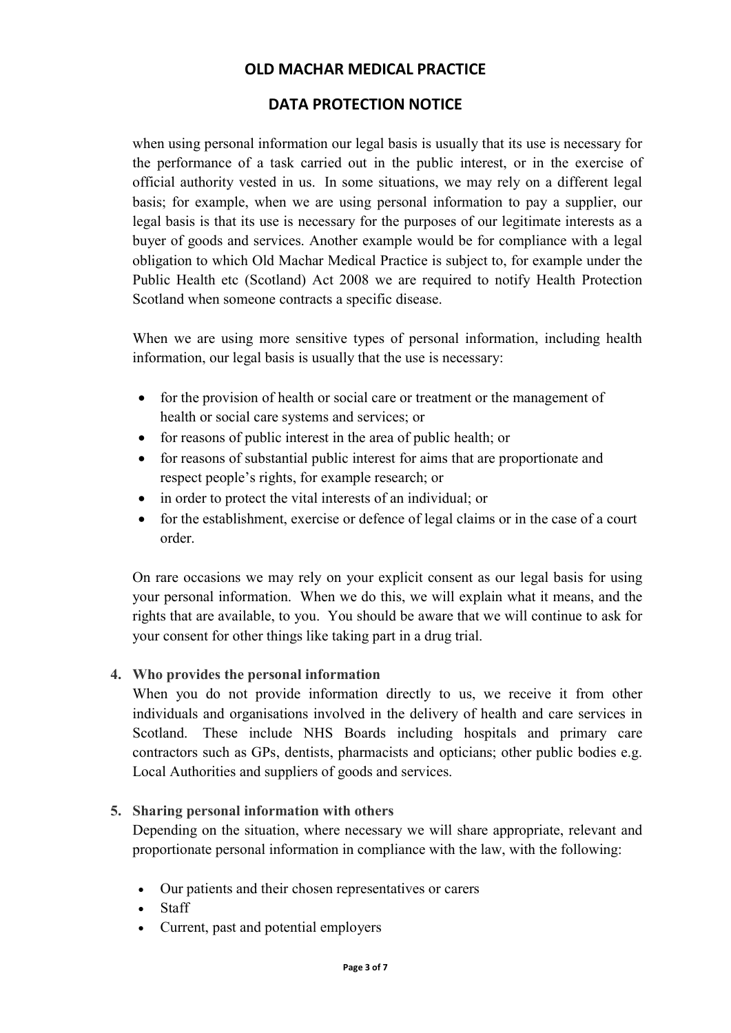when using personal information our legal basis is usually that its use is necessary for the performance of a task carried out in the public interest, or in the exercise of official authority vested in us. In some situations, we may rely on a different legal basis; for example, when we are using personal information to pay a supplier, our legal basis is that its use is necessary for the purposes of our legitimate interests as a buyer of goods and services. Another example would be for compliance with a legal obligation to which Old Machar Medical Practice is subject to, for example under the Public Health etc (Scotland) Act 2008 we are required to notify Health Protection Scotland when someone contracts a specific disease.

When we are using more sensitive types of personal information, including health information, our legal basis is usually that the use is necessary:

- for the provision of health or social care or treatment or the management of health or social care systems and services; or
- for reasons of public interest in the area of public health; or
- for reasons of substantial public interest for aims that are proportionate and respect people's rights, for example research; or
- in order to protect the vital interests of an individual; or
- for the establishment, exercise or defence of legal claims or in the case of a court order.

On rare occasions we may rely on your explicit consent as our legal basis for using your personal information. When we do this, we will explain what it means, and the rights that are available, to you. You should be aware that we will continue to ask for your consent for other things like taking part in a drug trial.

**4. Who provides the personal information**

When you do not provide information directly to us, we receive it from other individuals and organisations involved in the delivery of health and care services in Scotland. These include NHS Boards including hospitals and primary care contractors such as GPs, dentists, pharmacists and opticians; other public bodies e.g. Local Authorities and suppliers of goods and services.

**5. Sharing personal information with others**

Depending on the situation, where necessary we will share appropriate, relevant and proportionate personal information in compliance with the law, with the following:

- Our patients and their chosen representatives or carers
- Staff
- Current, past and potential employers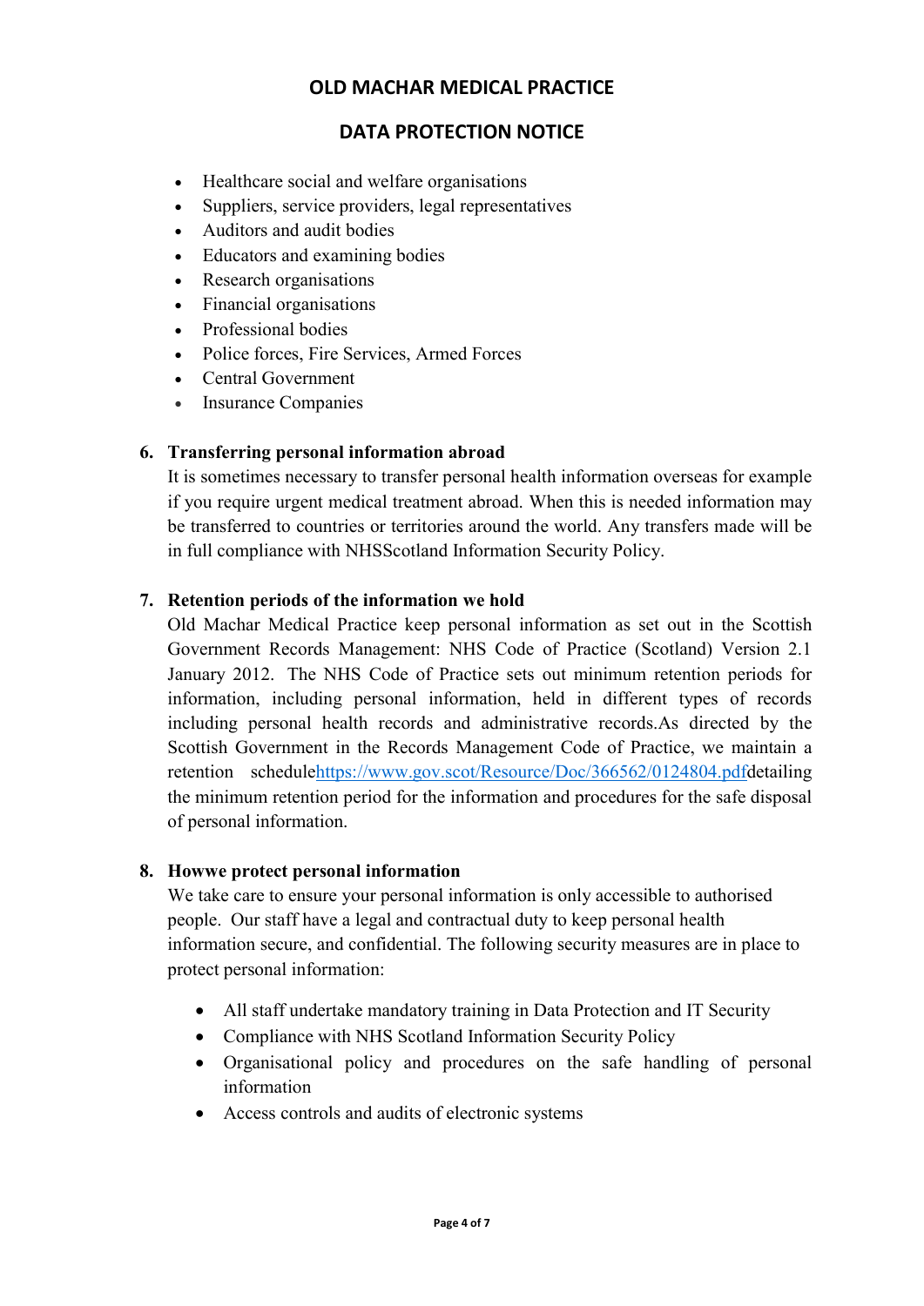# OLD MACHAR MEDICAL PRACTICE

## DATA PROTECTION NOTICE

- Healthcare social and welfare organisations
- Suppliers, service providers, legal representatives
- Auditors and audit bodies
- Educators and examining bodies
- Research organisations
- Financial organisations
- Professional bodies
- Police forces, Fire Services, Armed Forces
- Central Government
- Insurance Companies

### 6. Transferring personal information abroad

It is sometimes necessary to transfer personal health information overseas for example if you require urgent medical treatment abroad. When this is needed information may be transferred to countries or territories around the world. Any transfers made will be in full compliance with NHSScotland Information Security Policy.

### 7. Retention periods of the information we hold

Old Machar Medical Practice keep personal information as set out in the Scottish Government Records Management: NHS Code of Practice (Scotland) Version 2.1 January 2012. The NHS Code of Practice sets out minimum retention periods for information, including personal information, held in different types of records including personal health records and administrative records.As directed by the Scottish Government in the Records Management Code of Practice, we maintain a retention schedule[https://www.gov.scot/Resource/Doc/366562/0124804.pdf](https://www.gov.scot/Resource/Doc/366562/0124804.pdf)detailing the minimum retention period for the information and procedures for the safe disposal of personal information.

### 8. Howwe protect personal information

We take care to ensure your personal information is only accessible to authorised people. Our staff have a legal and contractual duty to keep personal health information secure, and confidential. The following security measures are in place to protect personal information:

- All staff undertake mandatory training in Data Protection and IT Security
- Compliance with NHS Scotland Information Security Policy
- Organisational policy and procedures on the safe handling of personal information
- Access controls and audits of electronic systems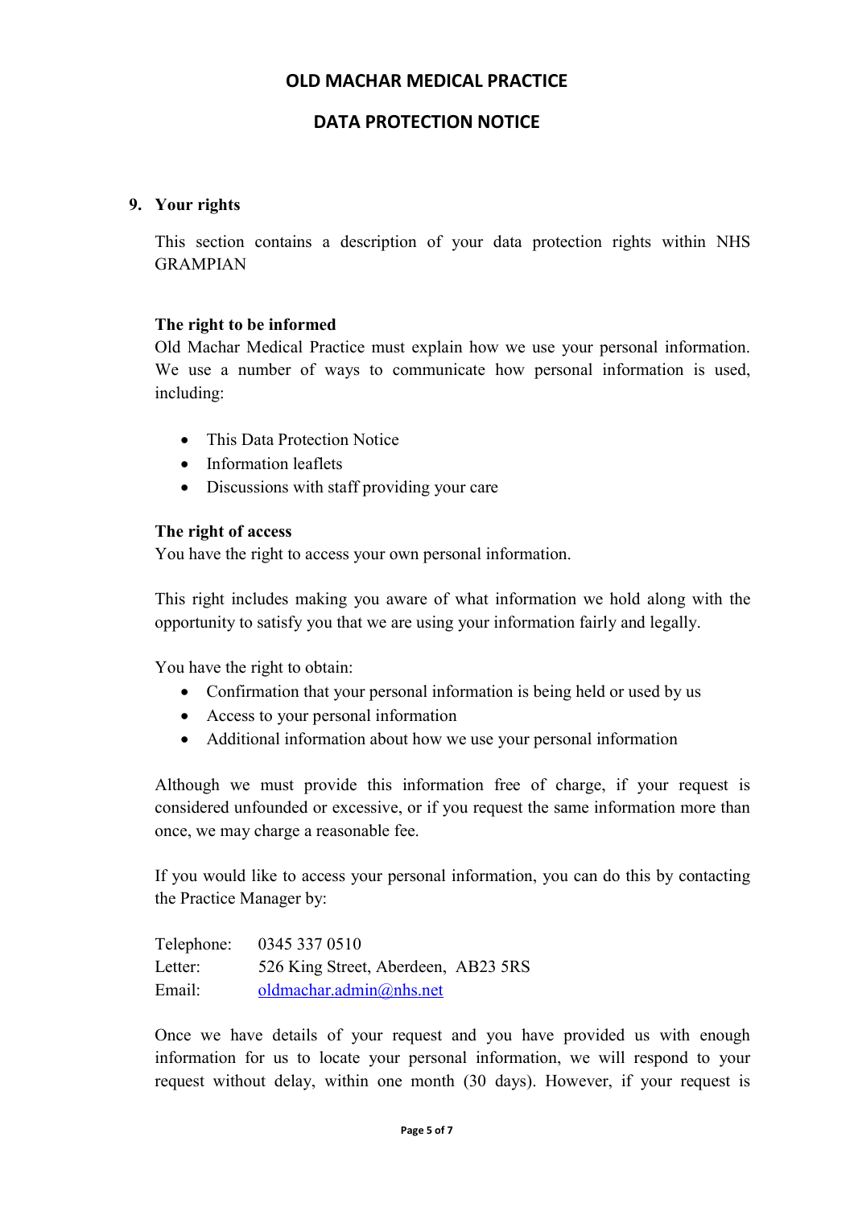# OLD MACHAR MEDICAL PRACTICE

## DATA PROTECTION NOTICE

### 9. Your rights

This section contains a description of your data protection rights within NHS GRAMPIAN

**The right to be informed**

Old Machar Medical Practice must explain how we use your personal information. We use a number of ways to communicate how personal information is used, including:

- This Data Protection Notice
- Information leaflets
- Discussions with staff providing your care

**The right of access**

You have the right to access your own personal information.

This right includes making you aware of what information we hold along with the opportunity to satisfy you that we are using your information fairly and legally.

You have the right to obtain:

- Confirmation that your personal information is being held or used by us
- Access to your personal information
- Additional information about how we use your personal information

Although we must provide this information free of charge, if your request is considered unfounded or excessive, or if you request the same information more than once, we may charge a reasonable fee.

If you would like to access your personal information, you can do this by contacting the Practice Manager by:

Telephone: 0345 337 0510
Letter: 526 King Street, Aberdeen, AB23 5RS
Email: oldmachar.admin@nhs.net

Once we have details of your request and you have provided us with enough information for us to locate your personal information, we will respond to your request without delay, within one month (30 days). However, if your request is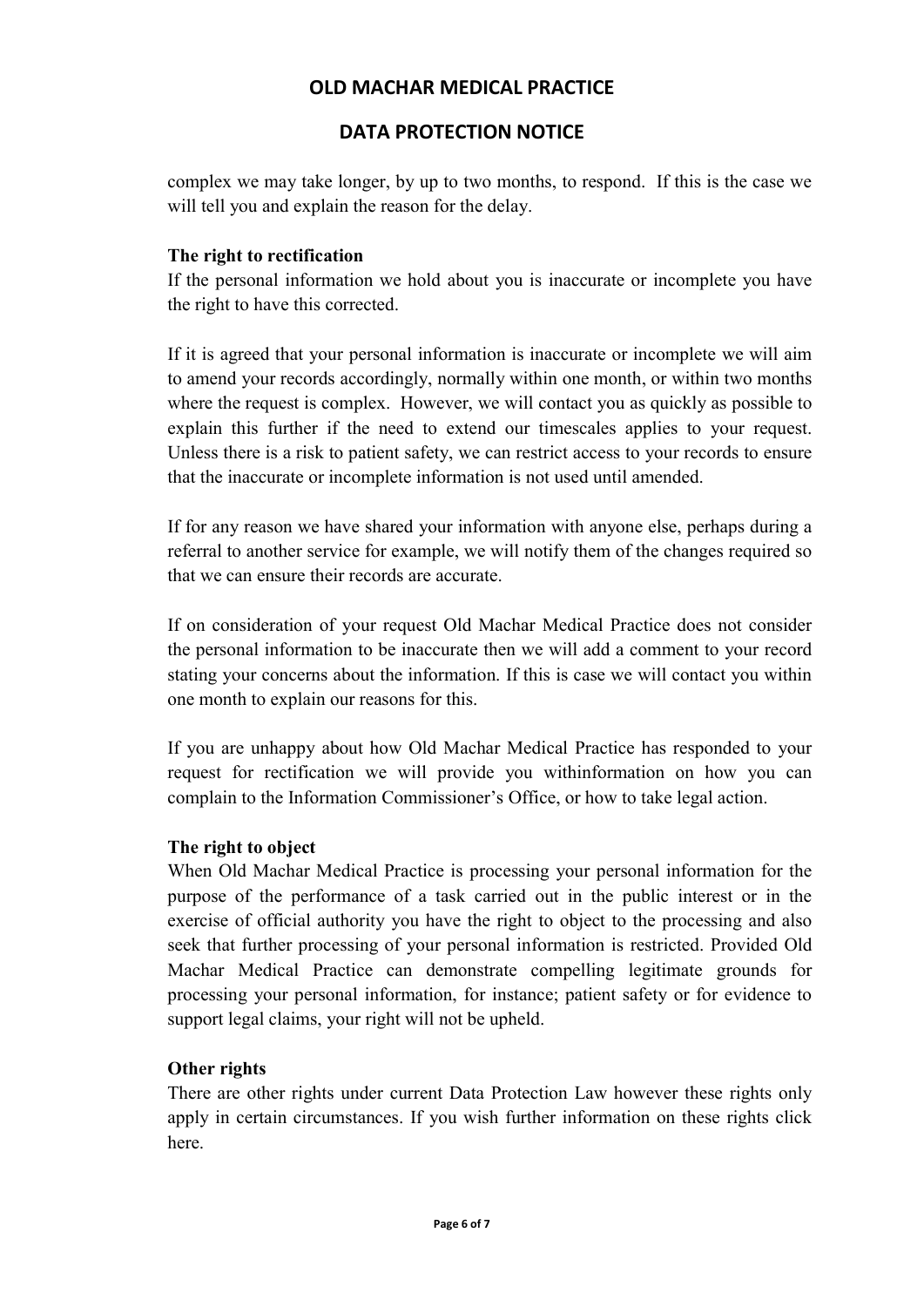complex we may take longer, by up to two months, to respond. If this is the case we will tell you and explain the reason for the delay.

**The right to rectification**

If the personal information we hold about you is inaccurate or incomplete you have the right to have this corrected.

If it is agreed that your personal information is inaccurate or incomplete we will aim to amend your records accordingly, normally within one month, or within two months where the request is complex. However, we will contact you as quickly as possible to explain this further if the need to extend our timescales applies to your request. Unless there is a risk to patient safety, we can restrict access to your records to ensure that the inaccurate or incomplete information is not used until amended.

If for any reason we have shared your information with anyone else, perhaps during a referral to another service for example, we will notify them of the changes required so that we can ensure their records are accurate.

If on consideration of your request Old Machar Medical Practice does not consider the personal information to be inaccurate then we will add a comment to your record stating your concerns about the information. If this is case we will contact you within one month to explain our reasons for this.

If you are unhappy about how Old Machar Medical Practice has responded to your request for rectification we will provide you withinformation on how you can complain to the Information Commissioner's Office, or how to take legal action.

**The right to object**

When Old Machar Medical Practice is processing your personal information for the purpose of the performance of a task carried out in the public interest or in the exercise of official authority you have the right to object to the processing and also seek that further processing of your personal information is restricted. Provided Old Machar Medical Practice can demonstrate compelling legitimate grounds for processing your personal information, for instance; patient safety or for evidence to support legal claims, your right will not be upheld.

**Other rights**

There are other rights under current Data Protection Law however these rights only apply in certain circumstances. If you wish further information on these rights click here.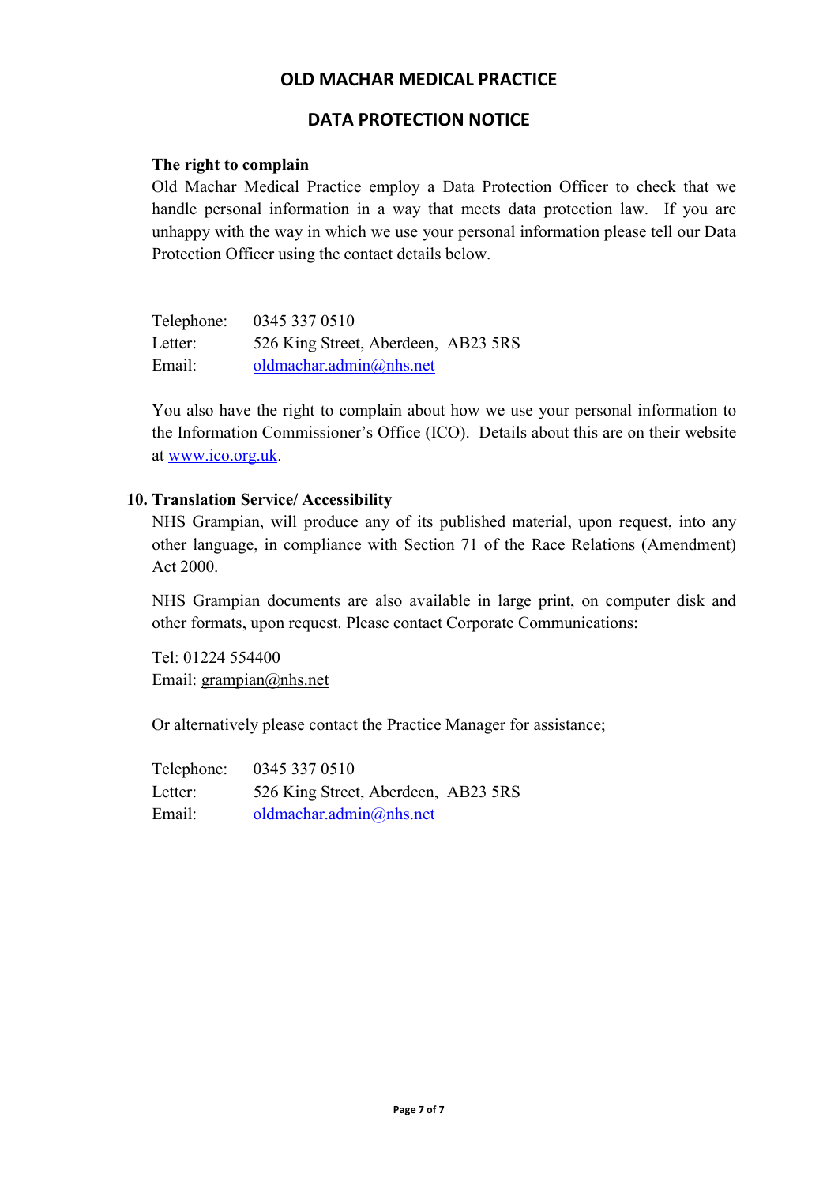# OLD MACHAR MEDICAL PRACTICE

## DATA PROTECTION NOTICE

**The right to complain**

Old Machar Medical Practice employ a Data Protection Officer to check that we handle personal information in a way that meets data protection law. If you are unhappy with the way in which we use your personal information please tell our Data Protection Officer using the contact details below.

| | |
|---|---|
| Telephone: | 0345 337 0510 |
| Letter: | 526 King Street, Aberdeen, AB23 5RS |
| Email: | oldmachar.admin@nhs.net |

You also have the right to complain about how we use your personal information to the Information Commissioner's Office (ICO). Details about this are on their website at www.ico.org.uk.

**10. Translation Service/ Accessibility**

NHS Grampian, will produce any of its published material, upon request, into any other language, in compliance with Section 71 of the Race Relations (Amendment) Act 2000.

NHS Grampian documents are also available in large print, on computer disk and other formats, upon request. Please contact Corporate Communications:

Tel: 01224 554400
Email: grampian@nhs.net

Or alternatively please contact the Practice Manager for assistance;

| | |
|---|---|
| Telephone: | 0345 337 0510 |
| Letter: | 526 King Street, Aberdeen, AB23 5RS |
| Email: | oldmachar.admin@nhs.net |